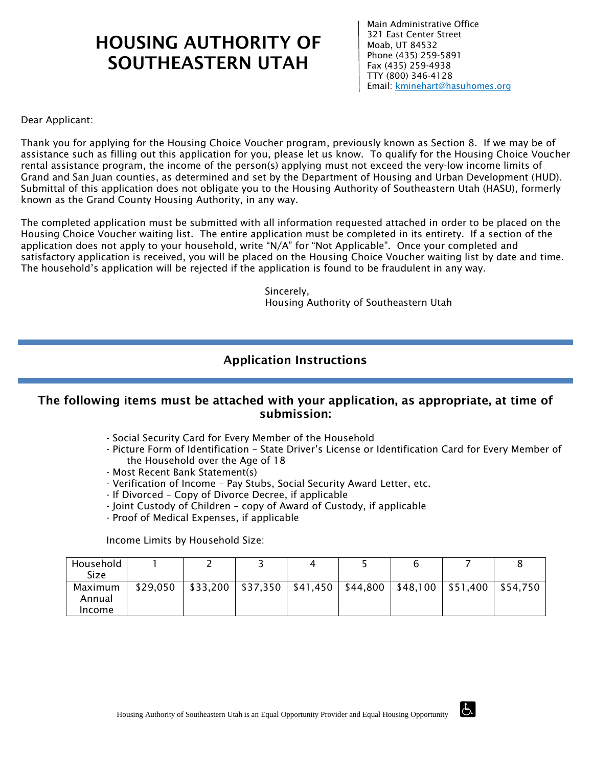# HOUSING AUTHORITY OF SOUTHEASTERN UTAH

Main Administrative Office
321 East Center Street
Moab, UT 84532
Phone (435) 259-5891
Fax (435) 259-4938
TTY (800) 346-4128
Email: kminehart@hasuhomes.org

Dear Applicant:

Thank you for applying for the Housing Choice Voucher program, previously known as Section 8. If we may be of assistance such as filling out this application for you, please let us know. To qualify for the Housing Choice Voucher rental assistance program, the income of the person(s) applying must not exceed the very-low income limits of Grand and San Juan counties, as determined and set by the Department of Housing and Urban Development (HUD). Submittal of this application does not obligate you to the Housing Authority of Southeastern Utah (HASU), formerly known as the Grand County Housing Authority, in any way.

The completed application must be submitted with all information requested attached in order to be placed on the Housing Choice Voucher waiting list. The entire application must be completed in its entirety. If a section of the application does not apply to your household, write "N/A" for "Not Applicable". Once your completed and satisfactory application is received, you will be placed on the Housing Choice Voucher waiting list by date and time. The household's application will be rejected if the application is found to be fraudulent in any way.

Sincerely,
Housing Authority of Southeastern Utah

## Application Instructions

### The following items must be attached with your application, as appropriate, at time of submission:

- Social Security Card for Every Member of the Household
- Picture Form of Identification – State Driver's License or Identification Card for Every Member of the Household over the Age of 18
- Most Recent Bank Statement(s)
- Verification of Income – Pay Stubs, Social Security Award Letter, etc.
- If Divorced – Copy of Divorce Decree, if applicable
- Joint Custody of Children – copy of Award of Custody, if applicable
- Proof of Medical Expenses, if applicable

Income Limits by Household Size:

| Household Size | 1 | 2 | 3 | 4 | 5 | 6 | 7 | 8 |
|---|---|---|---|---|---|---|---|---|
| Maximum Annual Income | $29,050 | $33,200 | $37,350 | $41,450 | $44,800 | $48,100 | $51,400 | $54,750 |

Housing Authority of Southeastern Utah is an Equal Opportunity Provider and Equal Housing Opportunity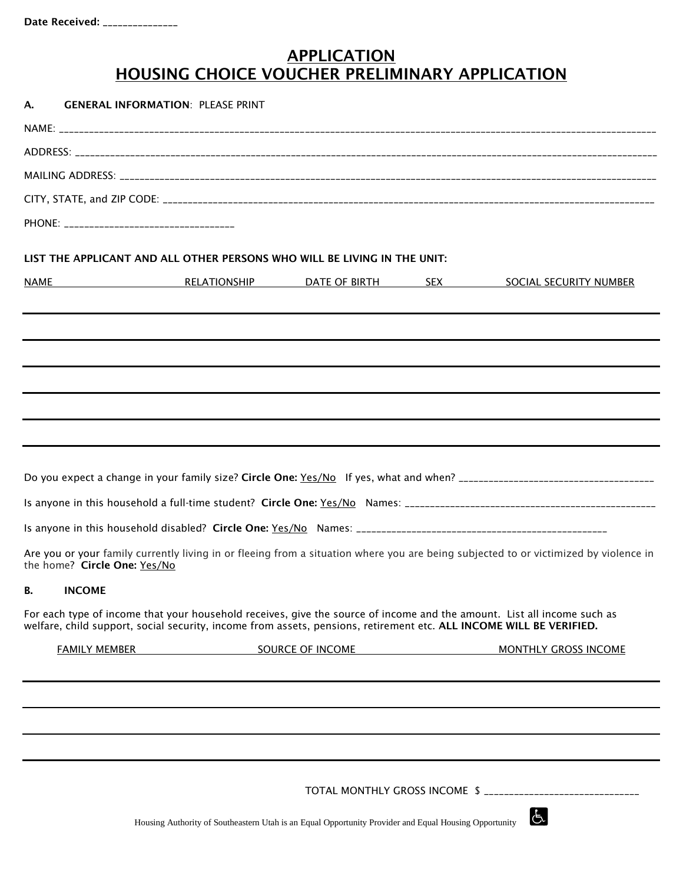Date Received: _______________

# APPLICATION
# HOUSING CHOICE VOUCHER PRELIMINARY APPLICATION

**A. GENERAL INFORMATION**: PLEASE PRINT

NAME: ____________________________________________________________________________________________

ADDRESS: _________________________________________________________________________________________

MAILING ADDRESS: _________________________________________________________________________________

CITY, STATE, and ZIP CODE: ______________________________________________________________________

PHONE: __________________________________

**LIST THE APPLICANT AND ALL OTHER PERSONS WHO WILL BE LIVING IN THE UNIT:**

| NAME | RELATIONSHIP | DATE OF BIRTH | SEX | SOCIAL SECURITY NUMBER |
|---|---|---|---|---|
| | | | | |
| | | | | |
| | | | | |
| | | | | |
| | | | | |
| | | | | |

Do you expect a change in your family size? **Circle One:** Yes/No If yes, what and when? ______________________________________

Is anyone in this household a full-time student? **Circle One:** Yes/No Names: ___________________________________________________

Is anyone in this household disabled? **Circle One:** Yes/No Names: __________________________________________________

Are you or your family currently living in or fleeing from a situation where you are being subjected to or victimized by violence in the home? **Circle One:** Yes/No

**B. INCOME**

For each type of income that your household receives, give the source of income and the amount. List all income such as welfare, child support, social security, income from assets, pensions, retirement etc. **ALL INCOME WILL BE VERIFIED.**

| FAMILY MEMBER | SOURCE OF INCOME | MONTHLY GROSS INCOME |
|---|---|---|
| | | |
| | | |
| | | |
| | | |

TOTAL MONTHLY GROSS INCOME $ ______________________________

Housing Authority of Southeastern Utah is an Equal Opportunity Provider and Equal Housing Opportunity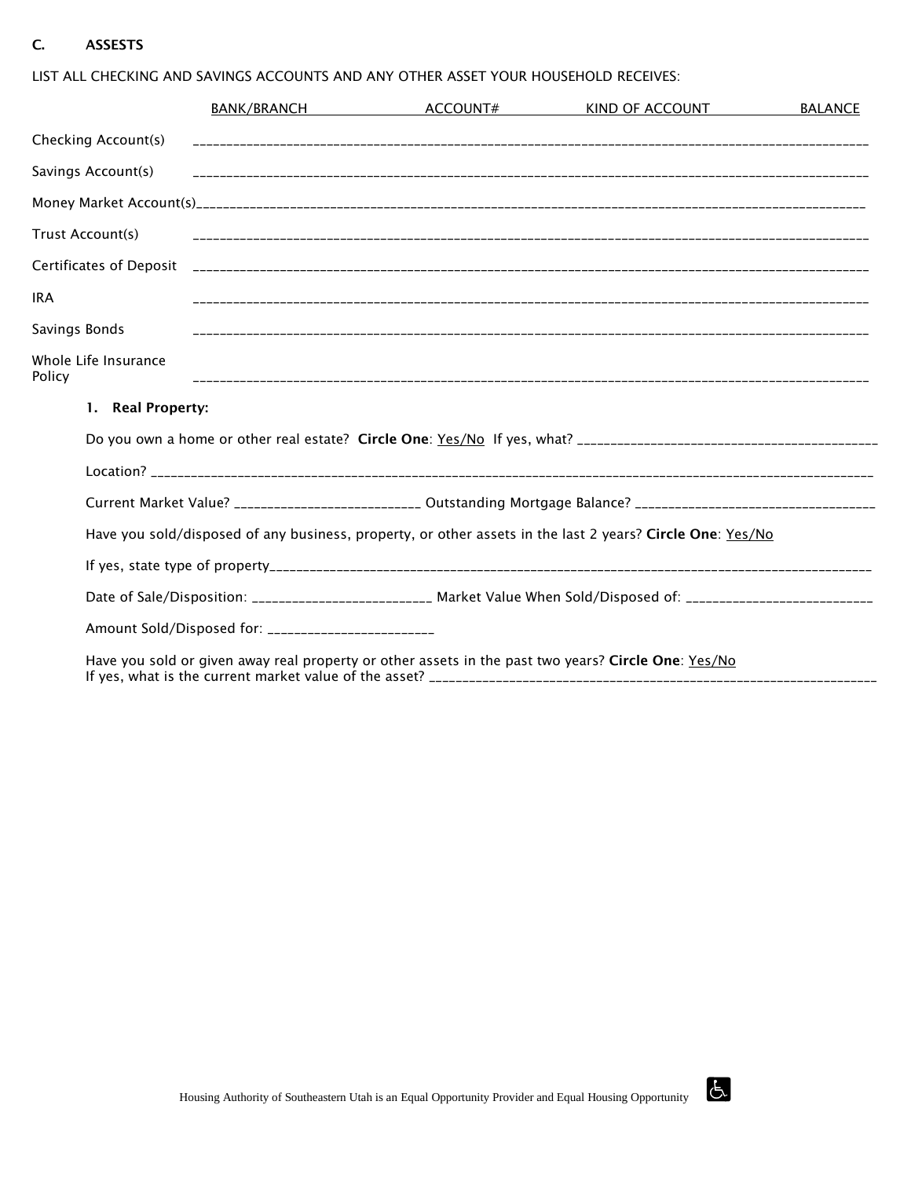## C. ASSESTS

LIST ALL CHECKING AND SAVINGS ACCOUNTS AND ANY OTHER ASSET YOUR HOUSEHOLD RECEIVES:

| | BANK/BRANCH | ACCOUNT# | KIND OF ACCOUNT | BALANCE |
|---|---|---|---|---|
| Checking Account(s) | | | | |
| Savings Account(s) | | | | |
| Money Market Account(s) | | | | |
| Trust Account(s) | | | | |
| Certificates of Deposit | | | | |
| IRA | | | | |
| Savings Bonds | | | | |
| Whole Life Insurance Policy | | | | |

### 1. Real Property:

Do you own a home or other real estate? **Circle One**: Yes/No If yes, what? ___________________________________________

Location? ___________________________________________________________________________________________________

Current Market Value? __________________________ Outstanding Mortgage Balance? __________________________________

Have you sold/disposed of any business, property, or other assets in the last 2 years? **Circle One**: Yes/No

If yes, state type of property_________________________________________________________________________________

Date of Sale/Disposition: _________________________ Market Value When Sold/Disposed of: __________________________

Amount Sold/Disposed for: ________________________

Have you sold or given away real property or other assets in the past two years? **Circle One**: Yes/No
If yes, what is the current market value of the asset? ______________________________________________________________

Housing Authority of Southeastern Utah is an Equal Opportunity Provider and Equal Housing Opportunity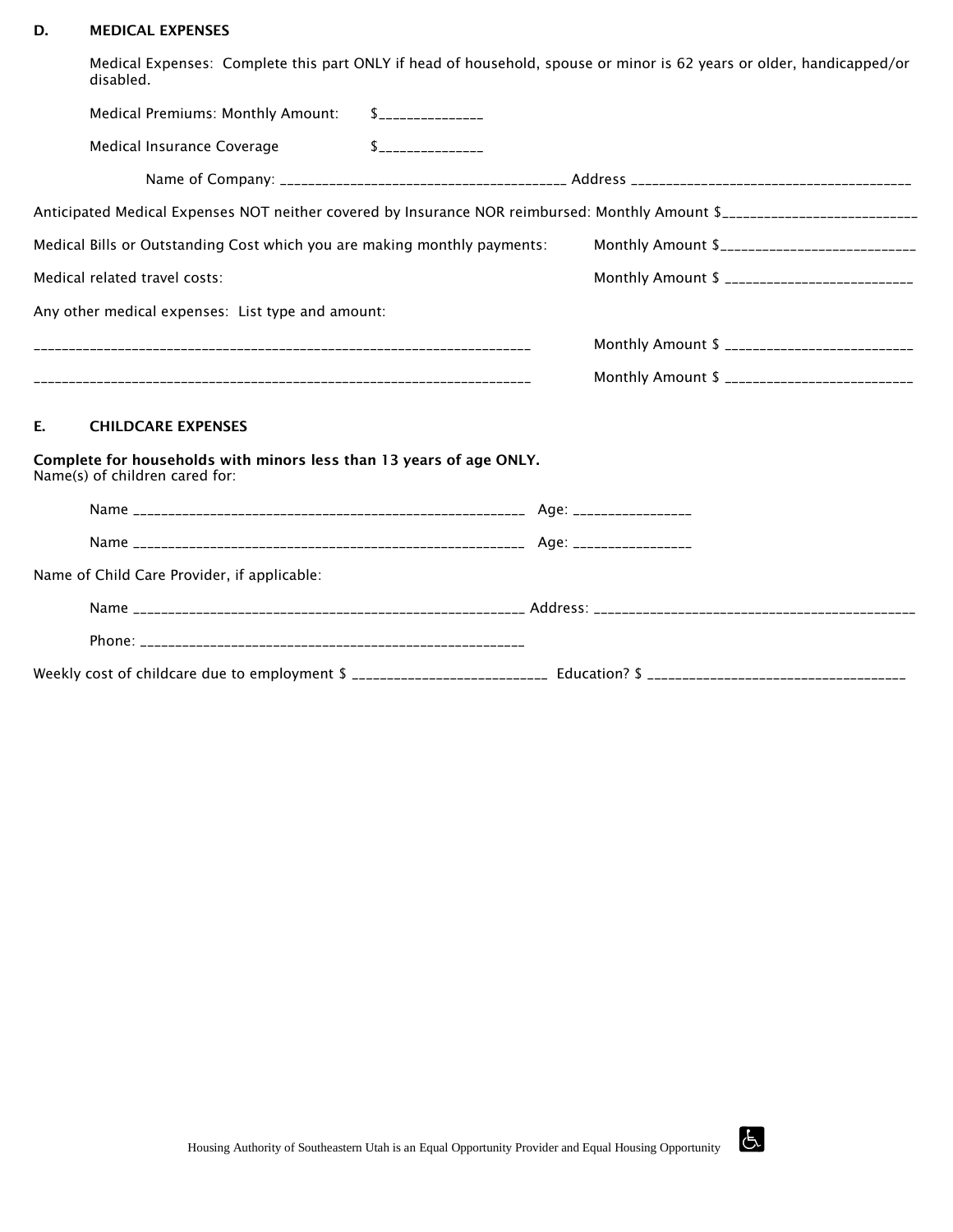## D. MEDICAL EXPENSES

Medical Expenses: Complete this part ONLY if head of household, spouse or minor is 62 years or older, handicapped/or disabled.

Medical Premiums: Monthly Amount: $______________

Medical Insurance Coverage $______________

Name of Company: _______________________________________ Address _______________________________________

Anticipated Medical Expenses NOT neither covered by Insurance NOR reimbursed: Monthly Amount $___________________________

Medical Bills or Outstanding Cost which you are making monthly payments: Monthly Amount $___________________________

Medical related travel costs: Monthly Amount $ __________________________

Any other medical expenses: List type and amount:

_____________________________________________________________________ Monthly Amount $ __________________________

_____________________________________________________________________ Monthly Amount $ __________________________

## E. CHILDCARE EXPENSES

**Complete for households with minors less than 13 years of age ONLY.**
Name(s) of children cared for:

Name _____________________________________________________ Age: ________________

Name _____________________________________________________ Age: ________________

Name of Child Care Provider, if applicable:

Name _____________________________________________________ Address: ____________________________________________

Phone: _____________________________________________________

Weekly cost of childcare due to employment $ __________________________ Education? $ ___________________________________

Housing Authority of Southeastern Utah is an Equal Opportunity Provider and Equal Housing Opportunity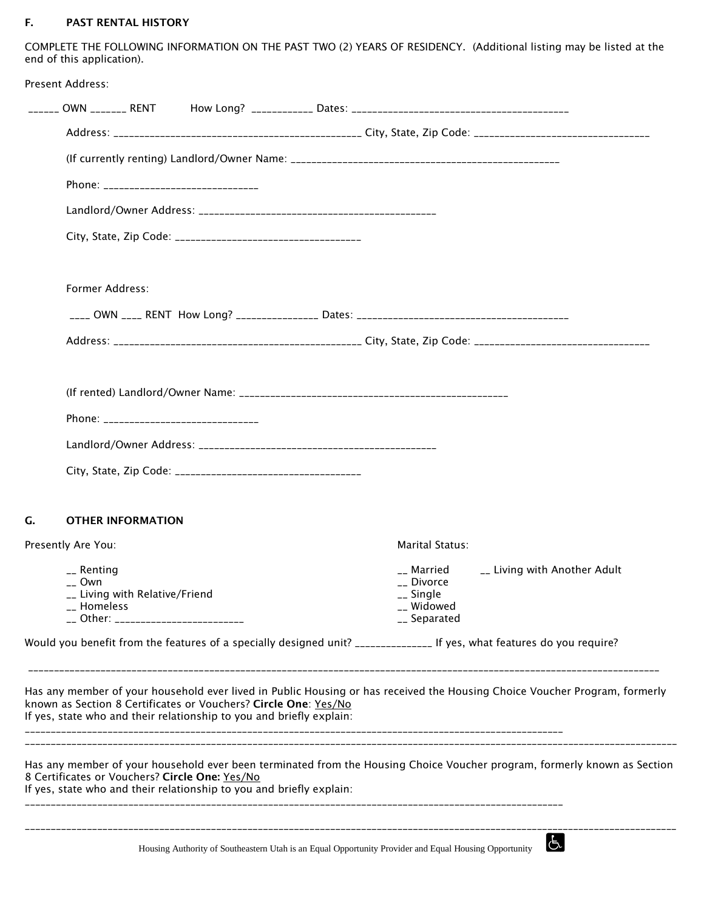## F. PAST RENTAL HISTORY

COMPLETE THE FOLLOWING INFORMATION ON THE PAST TWO (2) YEARS OF RESIDENCY. (Additional listing may be listed at the end of this application).

Present Address:

______ OWN _______ RENT How Long? ___________ Dates: _______________________________________

Address: ______________________________________________ City, State, Zip Code: _________________________________

(If currently renting) Landlord/Owner Name: __________________________________________________

Phone: _____________________________

Landlord/Owner Address: ____________________________________________

City, State, Zip Code: __________________________________

Former Address:

____ OWN ____ RENT How Long? _______________ Dates: _______________________________________

Address: ______________________________________________ City, State, Zip Code: _________________________________

(If rented) Landlord/Owner Name: __________________________________________________

Phone: _____________________________

Landlord/Owner Address: ____________________________________________

City, State, Zip Code: __________________________________

## G. OTHER INFORMATION

Presently Are You:

__ Renting
__ Own
__ Living with Relative/Friend
__ Homeless
__ Other: _______________________

Marital Status:

__ Married
__ Living with Another Adult
__ Divorce
__ Single
__ Widowed
__ Separated

Would you benefit from the features of a specially designed unit? ______________ If yes, what features do you require?

_____________________________________________________________________________________________________________________

Has any member of your household ever lived in Public Housing or has received the Housing Choice Voucher Program, formerly known as Section 8 Certificates or Vouchers? **Circle One**: Yes/No
If yes, state who and their relationship to you and briefly explain:

_____________________________________________________________________________________________________

_____________________________________________________________________________________________________________________

Has any member of your household ever been terminated from the Housing Choice Voucher program, formerly known as Section 8 Certificates or Vouchers? **Circle One:** Yes/No
If yes, state who and their relationship to you and briefly explain:

_____________________________________________________________________________________________________

_____________________________________________________________________________________________________________________

Housing Authority of Southeastern Utah is an Equal Opportunity Provider and Equal Housing Opportunity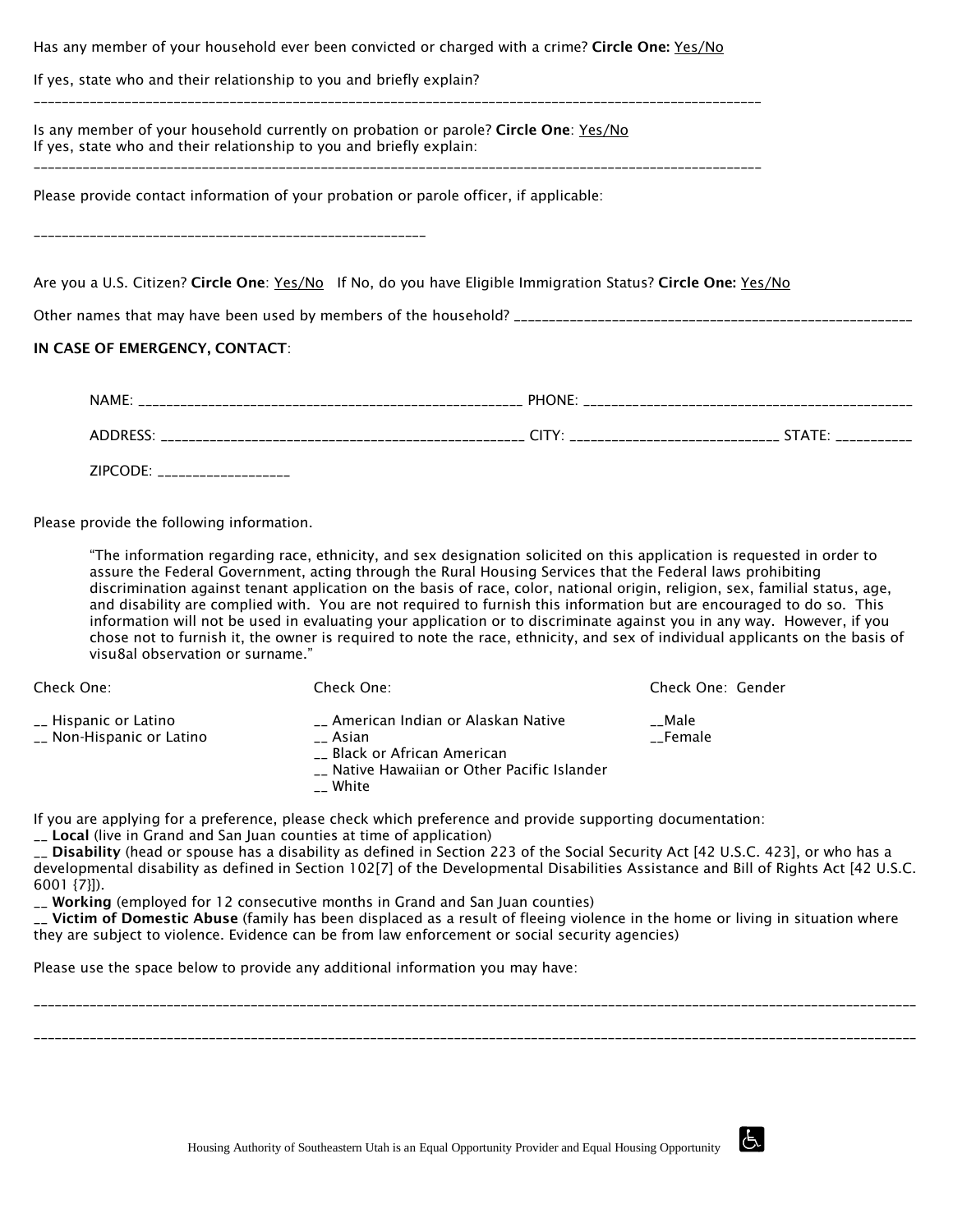Has any member of your household ever been convicted or charged with a crime? **Circle One:** Yes/No

If yes, state who and their relationship to you and briefly explain?

___________________________________________________________________________________________

Is any member of your household currently on probation or parole? **Circle One**: Yes/No
If yes, state who and their relationship to you and briefly explain:

___________________________________________________________________________________________

Please provide contact information of your probation or parole officer, if applicable:

_______________________________________________________

Are you a U.S. Citizen? **Circle One**: Yes/No  If No, do you have Eligible Immigration Status? **Circle One:** Yes/No

Other names that may have been used by members of the household? ______________________________________________________

**IN CASE OF EMERGENCY, CONTACT**:

NAME: _____________________________________________________ PHONE: _____________________________________________

ADDRESS: __________________________________________________ CITY: ____________________________ STATE: __________

ZIPCODE: __________________

Please provide the following information.

> "The information regarding race, ethnicity, and sex designation solicited on this application is requested in order to assure the Federal Government, acting through the Rural Housing Services that the Federal laws prohibiting discrimination against tenant application on the basis of race, color, national origin, religion, sex, familial status, age, and disability are complied with. You are not required to furnish this information but are encouraged to do so. This information will not be used in evaluating your application or to discriminate against you in any way. However, if you chose not to furnish it, the owner is required to note the race, ethnicity, and sex of individual applicants on the basis of visu8al observation or surname."

| Check One: | Check One: | Check One: Gender |
|---|---|---|
| __ Hispanic or Latino | __ American Indian or Alaskan Native | __Male |
| __ Non-Hispanic or Latino | __ Asian | __Female |
| | __ Black or African American | |
| | __ Native Hawaiian or Other Pacific Islander | |
| | __ White | |

If you are applying for a preference, please check which preference and provide supporting documentation:
__ **Local** (live in Grand and San Juan counties at time of application)
__ **Disability** (head or spouse has a disability as defined in Section 223 of the Social Security Act [42 U.S.C. 423], or who has a developmental disability as defined in Section 102[7] of the Developmental Disabilities Assistance and Bill of Rights Act [42 U.S.C. 6001 {7}]).
__ **Working** (employed for 12 consecutive months in Grand and San Juan counties)
__ **Victim of Domestic Abuse** (family has been displaced as a result of fleeing violence in the home or living in situation where they are subject to violence. Evidence can be from law enforcement or social security agencies)

Please use the space below to provide any additional information you may have:

______________________________________________________________________________________________________________

______________________________________________________________________________________________________________

Housing Authority of Southeastern Utah is an Equal Opportunity Provider and Equal Housing Opportunity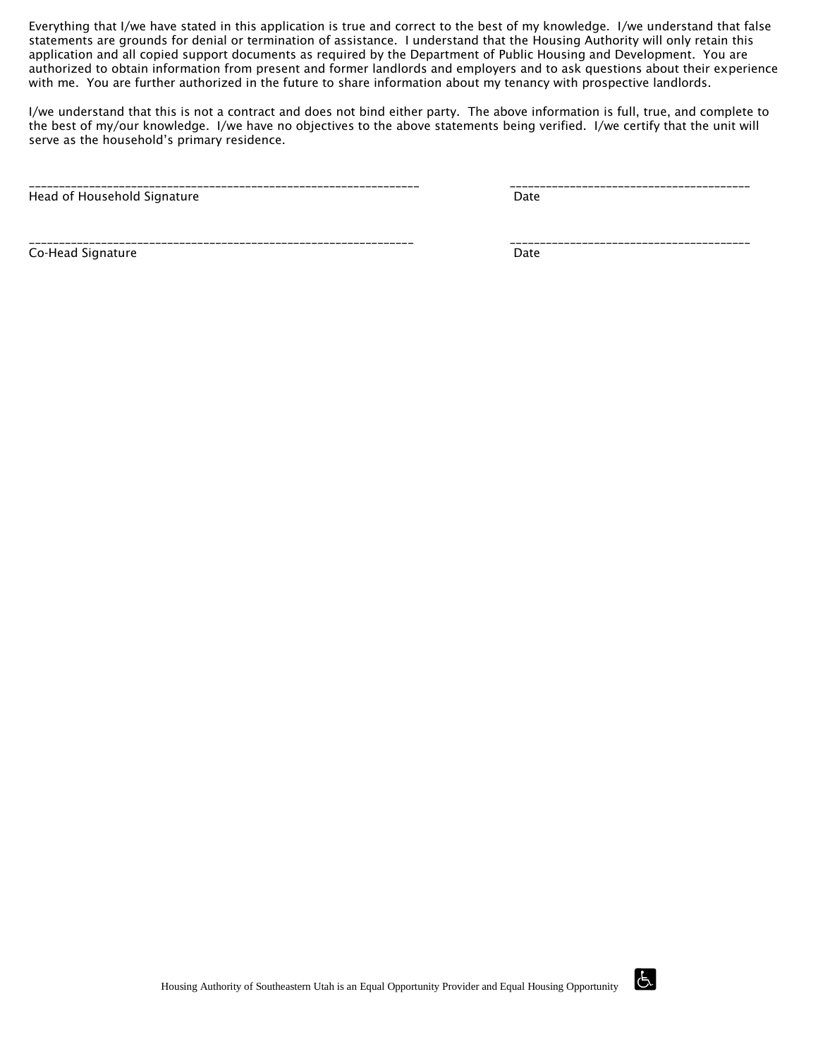Everything that I/we have stated in this application is true and correct to the best of my knowledge. I/we understand that false statements are grounds for denial or termination of assistance. I understand that the Housing Authority will only retain this application and all copied support documents as required by the Department of Public Housing and Development. You are authorized to obtain information from present and former landlords and employers and to ask questions about their experience with me. You are further authorized in the future to share information about my tenancy with prospective landlords.

I/we understand that this is not a contract and does not bind either party. The above information is full, true, and complete to the best of my/our knowledge. I/we have no objectives to the above statements being verified. I/we certify that the unit will serve as the household's primary residence.

_________________________________________________________________ &nbsp;&nbsp;&nbsp;&nbsp;&nbsp;&nbsp;&nbsp;&nbsp; ________________________________________
Head of Household Signature &nbsp;&nbsp;&nbsp;&nbsp;&nbsp;&nbsp;&nbsp;&nbsp; Date

________________________________________________________________ &nbsp;&nbsp;&nbsp;&nbsp;&nbsp;&nbsp;&nbsp;&nbsp; ________________________________________
Co-Head Signature &nbsp;&nbsp;&nbsp;&nbsp;&nbsp;&nbsp;&nbsp;&nbsp; Date

Housing Authority of Southeastern Utah is an Equal Opportunity Provider and Equal Housing Opportunity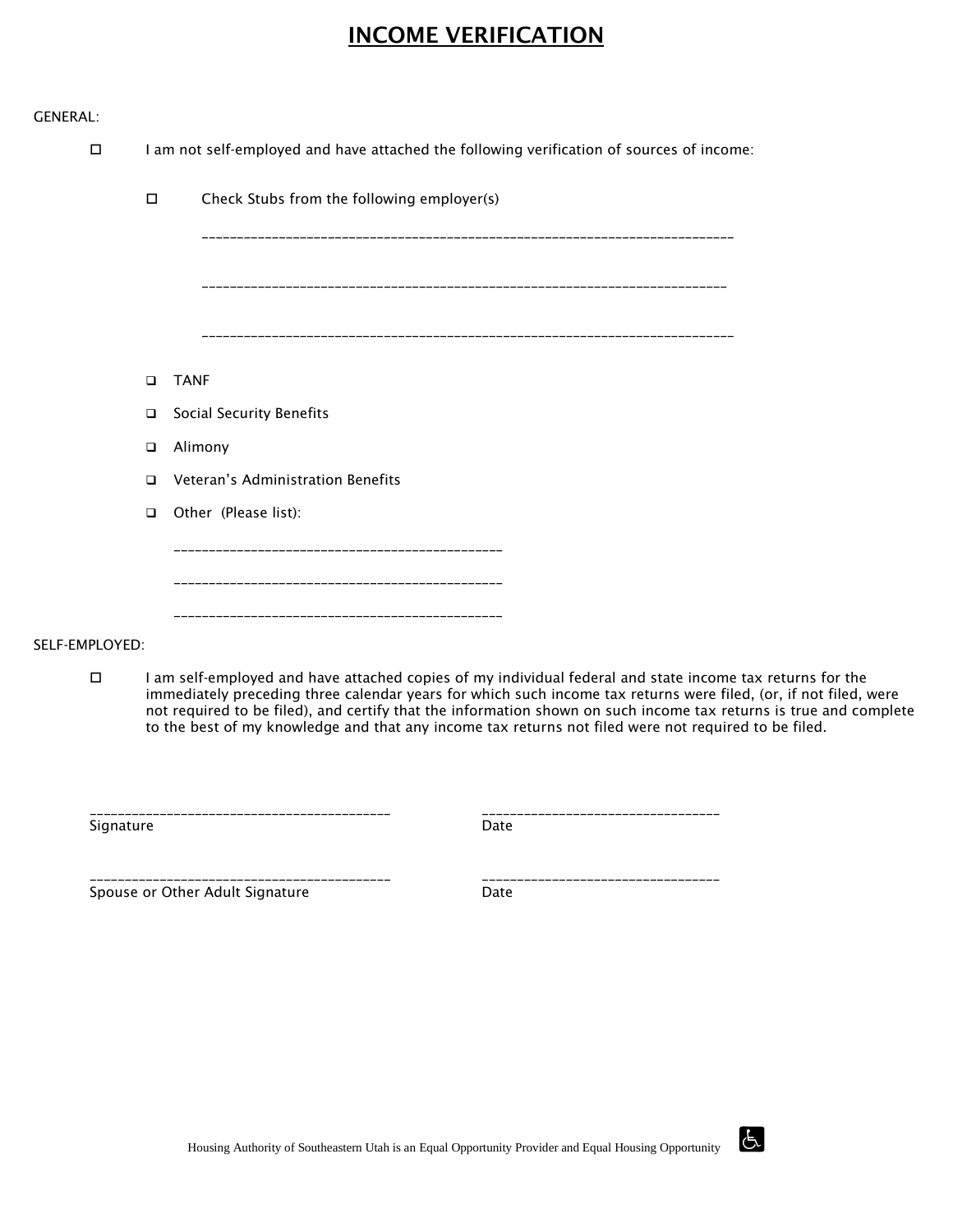# INCOME VERIFICATION

GENERAL:

☐ I am not self-employed and have attached the following verification of sources of income:

- ☐ Check Stubs from the following employer(s)

  ___________________________________________________________________________

  ___________________________________________________________________________

  ___________________________________________________________________________

- ☐ TANF
- ☐ Social Security Benefits
- ☐ Alimony
- ☐ Veteran's Administration Benefits
- ☐ Other (Please list):

  _____________________________________________

  _____________________________________________

  _____________________________________________

SELF-EMPLOYED:

☐ I am self-employed and have attached copies of my individual federal and state income tax returns for the immediately preceding three calendar years for which such income tax returns were filed, (or, if not filed, were not required to be filed), and certify that the information shown on such income tax returns is true and complete to the best of my knowledge and that any income tax returns not filed were not required to be filed.

_________________________________________ _________________________________
Signature Date

_________________________________________ _________________________________
Spouse or Other Adult Signature Date

Housing Authority of Southeastern Utah is an Equal Opportunity Provider and Equal Housing Opportunity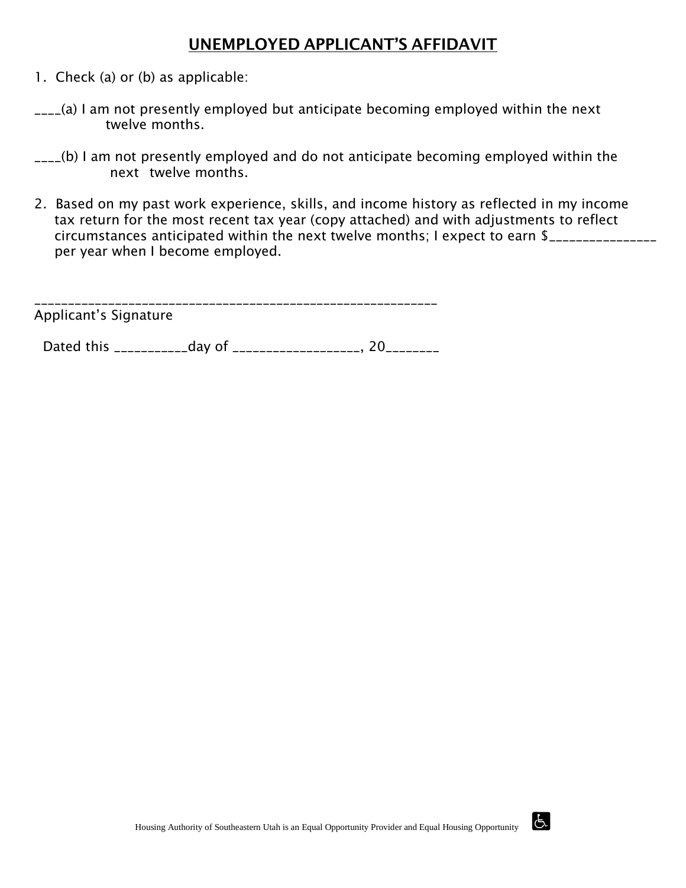# UNEMPLOYED APPLICANT'S AFFIDAVIT

1. Check (a) or (b) as applicable:

____(a) I am not presently employed but anticipate becoming employed within the next twelve months.

____(b) I am not presently employed and do not anticipate becoming employed within the next twelve months.

2. Based on my past work experience, skills, and income history as reflected in my income tax return for the most recent tax year (copy attached) and with adjustments to reflect circumstances anticipated within the next twelve months; I expect to earn $_______________ per year when I become employed.

___________________________________________________________
Applicant's Signature

Dated this ___________day of __________________, 20________

Housing Authority of Southeastern Utah is an Equal Opportunity Provider and Equal Housing Opportunity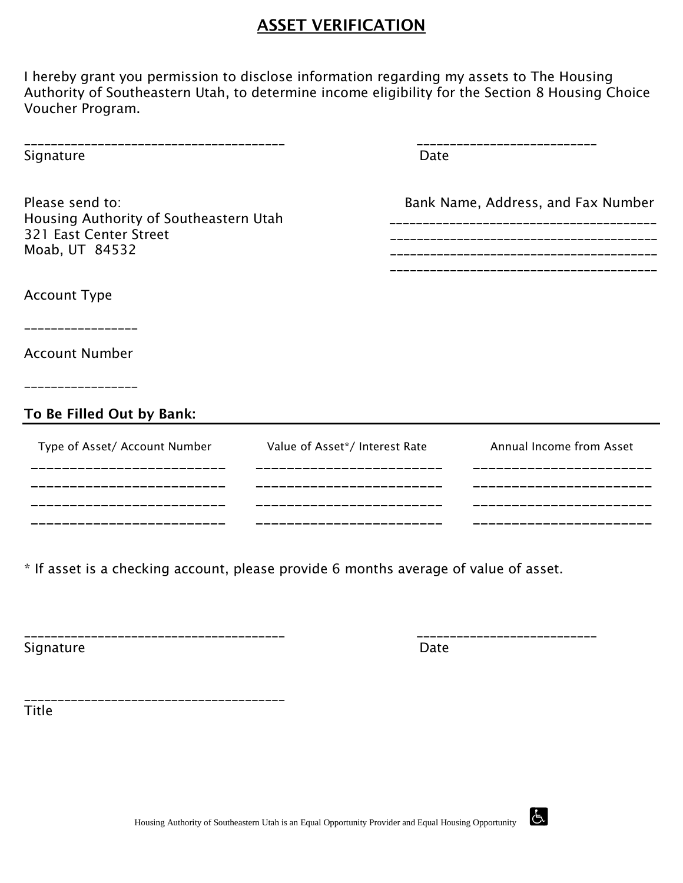# ASSET VERIFICATION

I hereby grant you permission to disclose information regarding my assets to The Housing Authority of Southeastern Utah, to determine income eligibility for the Section 8 Housing Choice Voucher Program.

_______________________________________ Signature

___________________________ Date

Please send to:
Housing Authority of Southeastern Utah
321 East Center Street
Moab, UT 84532

Bank Name, Address, and Fax Number
_______________________________________
_______________________________________
_______________________________________
_______________________________________

Account Type

_________________

Account Number

_________________

**To Be Filled Out by Bank:**

| Type of Asset/ Account Number | Value of Asset*/ Interest Rate | Annual Income from Asset |
|---|---|---|
| | | |
| | | |
| | | |
| | | |

* If asset is a checking account, please provide 6 months average of value of asset.

_______________________________________ Signature

___________________________ Date

_______________________________________ Title

Housing Authority of Southeastern Utah is an Equal Opportunity Provider and Equal Housing Opportunity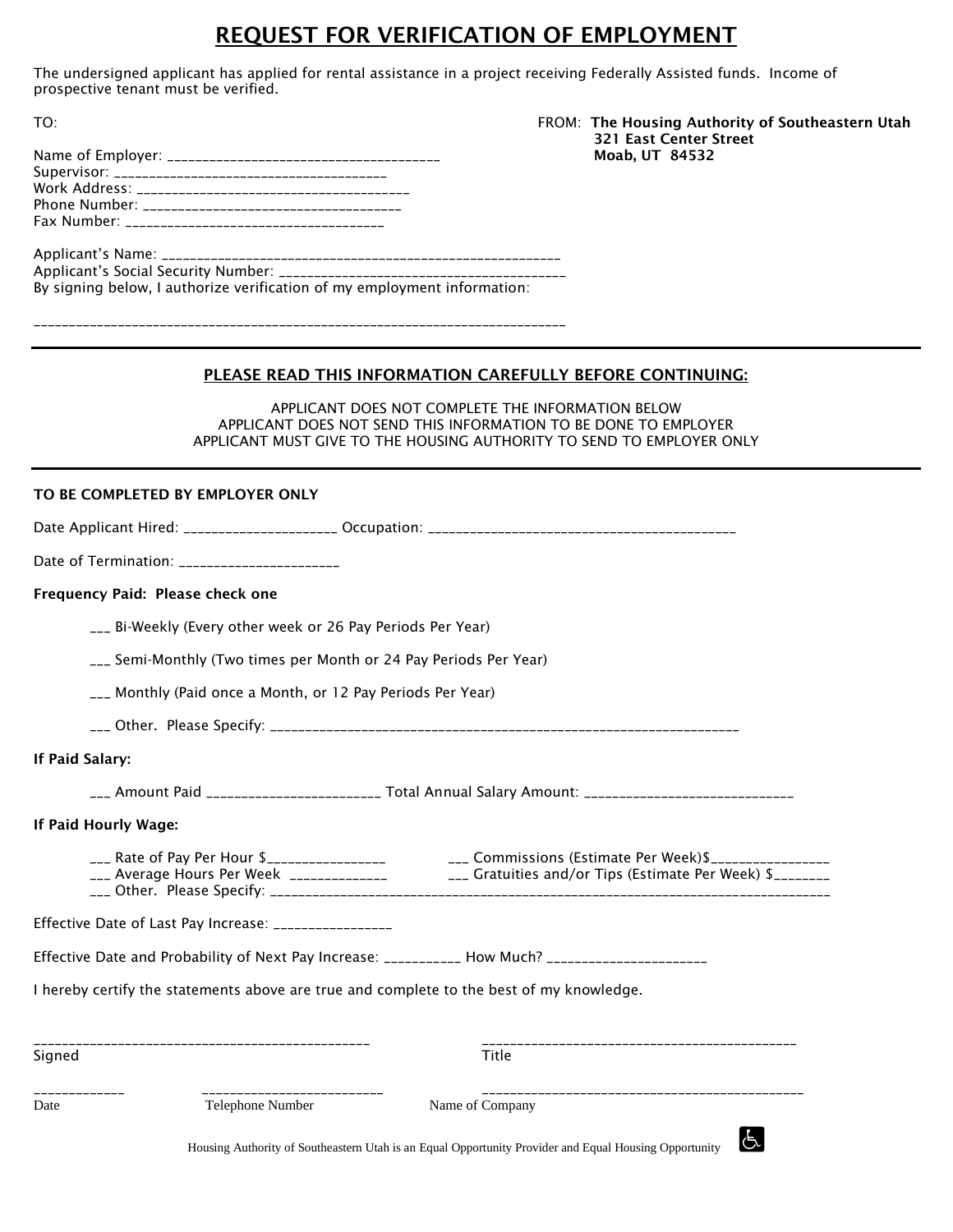# REQUEST FOR VERIFICATION OF EMPLOYMENT

The undersigned applicant has applied for rental assistance in a project receiving Federally Assisted funds. Income of prospective tenant must be verified.

TO:

Name of Employer: ______________________________________
Supervisor: ______________________________________
Work Address: ______________________________________
Phone Number: ______________________________________
Fax Number: ______________________________________

FROM: **The Housing Authority of Southeastern Utah**
**321 East Center Street**
**Moab, UT 84532**

Applicant's Name: ________________________________________________________
Applicant's Social Security Number: ________________________________________
By signing below, I authorize verification of my employment information:

___________________________________________________________________________

---

## PLEASE READ THIS INFORMATION CAREFULLY BEFORE CONTINUING:

APPLICANT DOES NOT COMPLETE THE INFORMATION BELOW
APPLICANT DOES NOT SEND THIS INFORMATION TO BE DONE TO EMPLOYER
APPLICANT MUST GIVE TO THE HOUSING AUTHORITY TO SEND TO EMPLOYER ONLY

---

**TO BE COMPLETED BY EMPLOYER ONLY**

Date Applicant Hired: ____________________ Occupation: ____________________________________________

Date of Termination: ______________________

**Frequency Paid: Please check one**

___ Bi-Weekly (Every other week or 26 Pay Periods Per Year)

___ Semi-Monthly (Two times per Month or 24 Pay Periods Per Year)

___ Monthly (Paid once a Month, or 12 Pay Periods Per Year)

___ Other. Please Specify: ____________________________________________________________________

**If Paid Salary:**

___ Amount Paid ________________________ Total Annual Salary Amount: _____________________________

**If Paid Hourly Wage:**

___ Rate of Pay Per Hour $________________ ___ Commissions (Estimate Per Week)$________________
___ Average Hours Per Week _____________ ___ Gratuities and/or Tips (Estimate Per Week) $________
___ Other. Please Specify: ______________________________________________________________________________

Effective Date of Last Pay Increase: ________________

Effective Date and Probability of Next Pay Increase: ___________ How Much? _____________________

I hereby certify the statements above are true and complete to the best of my knowledge.

_______________________________________________ _____________________________________________
Signed Title

_____________ _________________________ _____________________________________________
Date Telephone Number Name of Company

Housing Authority of Southeastern Utah is an Equal Opportunity Provider and Equal Housing Opportunity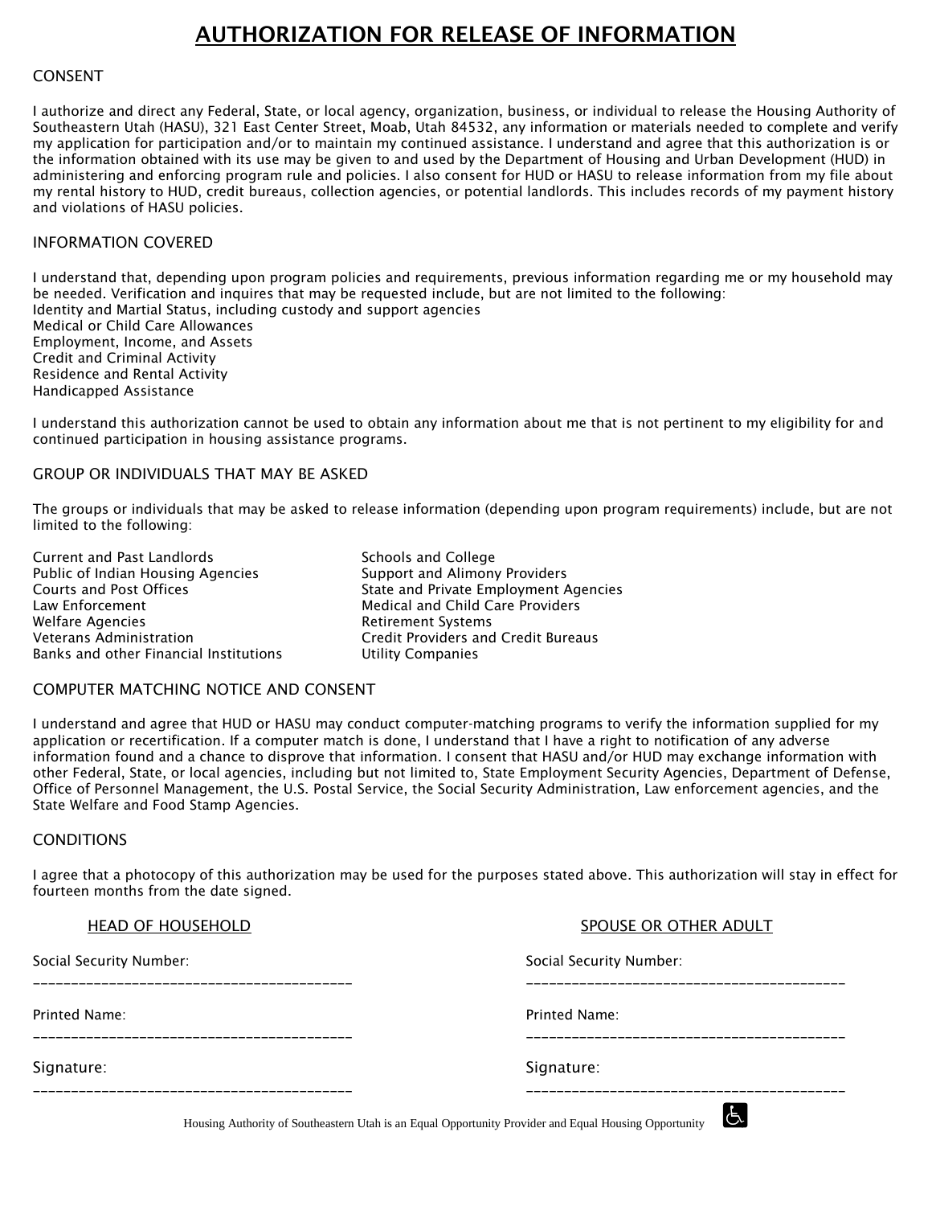# AUTHORIZATION FOR RELEASE OF INFORMATION

## CONSENT

I authorize and direct any Federal, State, or local agency, organization, business, or individual to release the Housing Authority of Southeastern Utah (HASU), 321 East Center Street, Moab, Utah 84532, any information or materials needed to complete and verify my application for participation and/or to maintain my continued assistance. I understand and agree that this authorization is or the information obtained with its use may be given to and used by the Department of Housing and Urban Development (HUD) in administering and enforcing program rule and policies. I also consent for HUD or HASU to release information from my file about my rental history to HUD, credit bureaus, collection agencies, or potential landlords. This includes records of my payment history and violations of HASU policies.

## INFORMATION COVERED

I understand that, depending upon program policies and requirements, previous information regarding me or my household may be needed. Verification and inquires that may be requested include, but are not limited to the following:
Identity and Martial Status, including custody and support agencies
Medical or Child Care Allowances
Employment, Income, and Assets
Credit and Criminal Activity
Residence and Rental Activity
Handicapped Assistance

I understand this authorization cannot be used to obtain any information about me that is not pertinent to my eligibility for and continued participation in housing assistance programs.

## GROUP OR INDIVIDUALS THAT MAY BE ASKED

The groups or individuals that may be asked to release information (depending upon program requirements) include, but are not limited to the following:

Current and Past Landlords
Public of Indian Housing Agencies
Courts and Post Offices
Law Enforcement
Welfare Agencies
Veterans Administration
Banks and other Financial Institutions
Schools and College
Support and Alimony Providers
State and Private Employment Agencies
Medical and Child Care Providers
Retirement Systems
Credit Providers and Credit Bureaus
Utility Companies

## COMPUTER MATCHING NOTICE AND CONSENT

I understand and agree that HUD or HASU may conduct computer-matching programs to verify the information supplied for my application or recertification. If a computer match is done, I understand that I have a right to notification of any adverse information found and a chance to disprove that information. I consent that HASU and/or HUD may exchange information with other Federal, State, or local agencies, including but not limited to, State Employment Security Agencies, Department of Defense, Office of Personnel Management, the U.S. Postal Service, the Social Security Administration, Law enforcement agencies, and the State Welfare and Food Stamp Agencies.

## CONDITIONS

I agree that a photocopy of this authorization may be used for the purposes stated above. This authorization will stay in effect for fourteen months from the date signed.

**HEAD OF HOUSEHOLD**

Social Security Number:
\_\_\_\_\_\_\_\_\_\_\_\_\_\_\_\_\_\_\_\_\_\_\_\_\_\_\_\_\_\_\_\_\_\_\_\_\_\_\_\_

Printed Name:
\_\_\_\_\_\_\_\_\_\_\_\_\_\_\_\_\_\_\_\_\_\_\_\_\_\_\_\_\_\_\_\_\_\_\_\_\_\_\_\_

Signature:
\_\_\_\_\_\_\_\_\_\_\_\_\_\_\_\_\_\_\_\_\_\_\_\_\_\_\_\_\_\_\_\_\_\_\_\_\_\_\_\_

**SPOUSE OR OTHER ADULT**

Social Security Number:
\_\_\_\_\_\_\_\_\_\_\_\_\_\_\_\_\_\_\_\_\_\_\_\_\_\_\_\_\_\_\_\_\_\_\_\_\_\_\_\_

Printed Name:
\_\_\_\_\_\_\_\_\_\_\_\_\_\_\_\_\_\_\_\_\_\_\_\_\_\_\_\_\_\_\_\_\_\_\_\_\_\_\_\_

Signature:
\_\_\_\_\_\_\_\_\_\_\_\_\_\_\_\_\_\_\_\_\_\_\_\_\_\_\_\_\_\_\_\_\_\_\_\_\_\_\_\_

Housing Authority of Southeastern Utah is an Equal Opportunity Provider and Equal Housing Opportunity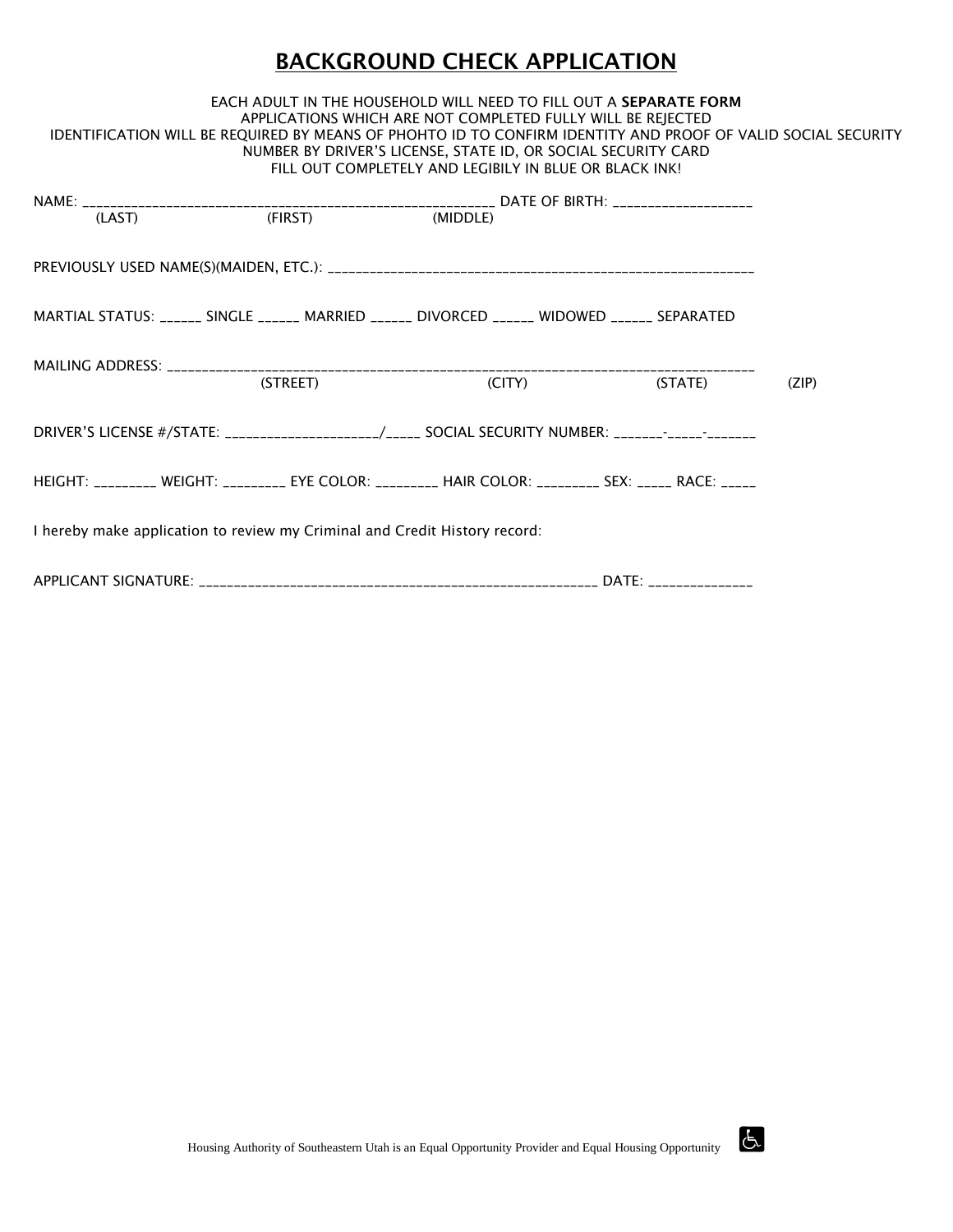# BACKGROUND CHECK APPLICATION

EACH ADULT IN THE HOUSEHOLD WILL NEED TO FILL OUT A **SEPARATE FORM**
APPLICATIONS WHICH ARE NOT COMPLETED FULLY WILL BE REJECTED
IDENTIFICATION WILL BE REQUIRED BY MEANS OF PHOHTO ID TO CONFIRM IDENTITY AND PROOF OF VALID SOCIAL SECURITY NUMBER BY DRIVER'S LICENSE, STATE ID, OR SOCIAL SECURITY CARD
FILL OUT COMPLETELY AND LEGIBILY IN BLUE OR BLACK INK!

NAME: ___________________________________________________________ DATE OF BIRTH: ____________________
(LAST) (FIRST) (MIDDLE)

PREVIOUSLY USED NAME(S)(MAIDEN, ETC.): ______________________________________________________________

MARTIAL STATUS: ______ SINGLE ______ MARRIED ______ DIVORCED ______ WIDOWED ______ SEPARATED

MAILING ADDRESS: ____________________________________________________________________________________
(STREET) (CITY) (STATE) (ZIP)

DRIVER'S LICENSE #/STATE: _____________________/_____ SOCIAL SECURITY NUMBER: _______-_____-_______

HEIGHT: _________ WEIGHT: _________ EYE COLOR: _________ HAIR COLOR: _________ SEX: _____ RACE: _____

I hereby make application to review my Criminal and Credit History record:

APPLICANT SIGNATURE: ________________________________________________________ DATE: ______________

Housing Authority of Southeastern Utah is an Equal Opportunity Provider and Equal Housing Opportunity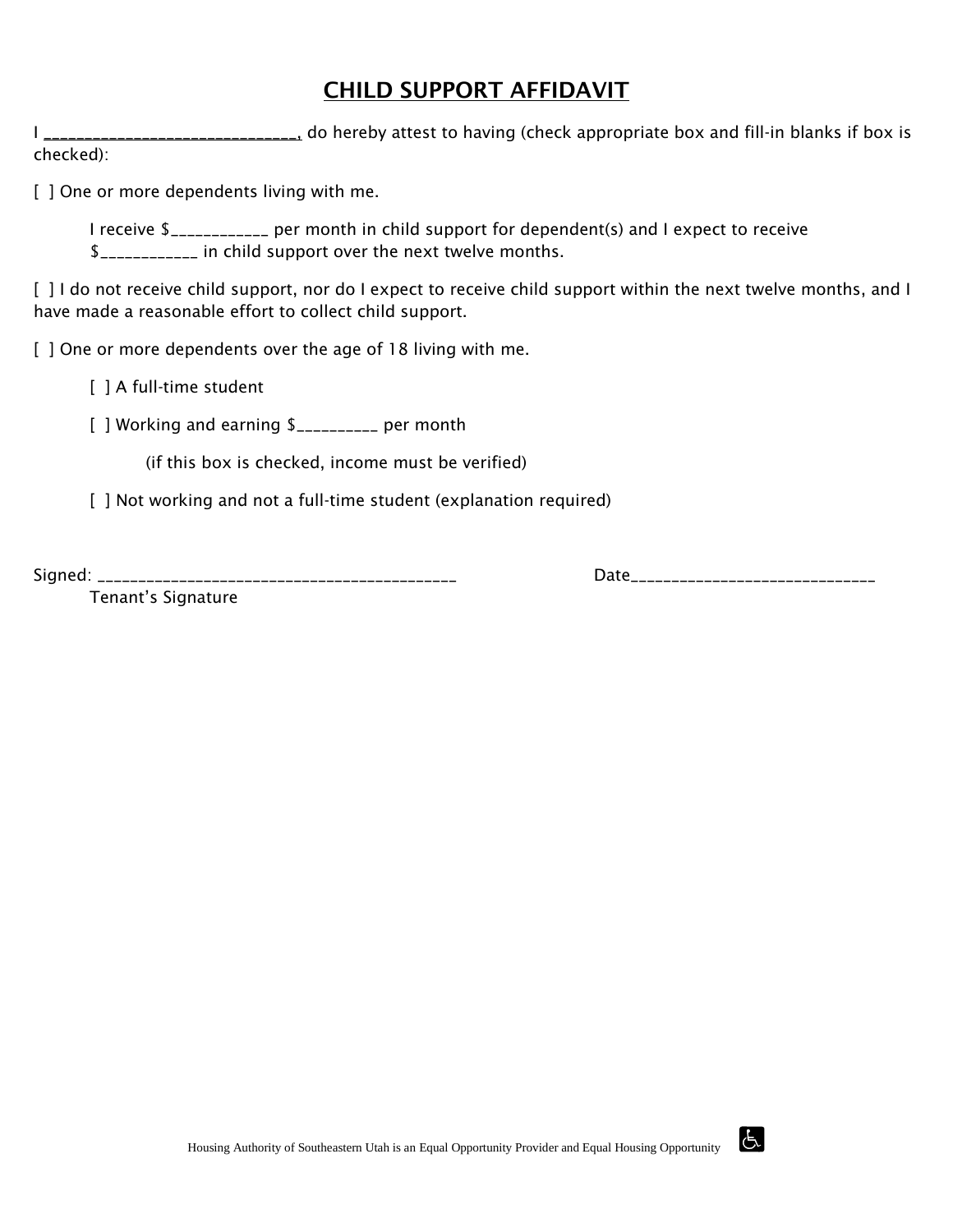# CHILD SUPPORT AFFIDAVIT

I ______________________________, do hereby attest to having (check appropriate box and fill-in blanks if box is checked):

[ ] One or more dependents living with me.

I receive $___________ per month in child support for dependent(s) and I expect to receive $___________ in child support over the next twelve months.

[ ] I do not receive child support, nor do I expect to receive child support within the next twelve months, and I have made a reasonable effort to collect child support.

[ ] One or more dependents over the age of 18 living with me.

[ ] A full-time student

[ ] Working and earning $_________ per month

(if this box is checked, income must be verified)

[ ] Not working and not a full-time student (explanation required)

Signed: ________________________________________ Date____________________________

Tenant's Signature

Housing Authority of Southeastern Utah is an Equal Opportunity Provider and Equal Housing Opportunity